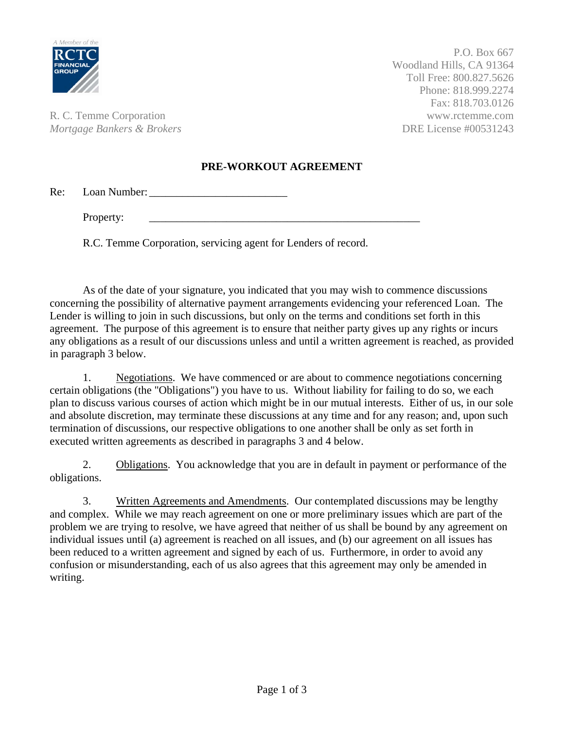A Member of the RCTC FINANCIAL GROUP

R. C. Temme Corporation
*Mortgage Bankers & Brokers*

P.O. Box 667
Woodland Hills, CA 91364
Toll Free: 800.827.5626
Phone: 818.999.2274
Fax: 818.703.0126
www.rctemme.com
DRE License #00531243

## PRE-WORKOUT AGREEMENT

Re: Loan Number: _________________________

Property: __________________________________________________

R.C. Temme Corporation, servicing agent for Lenders of record.

As of the date of your signature, you indicated that you may wish to commence discussions concerning the possibility of alternative payment arrangements evidencing your referenced Loan. The Lender is willing to join in such discussions, but only on the terms and conditions set forth in this agreement. The purpose of this agreement is to ensure that neither party gives up any rights or incurs any obligations as a result of our discussions unless and until a written agreement is reached, as provided in paragraph 3 below.

1. Negotiations. We have commenced or are about to commence negotiations concerning certain obligations (the "Obligations") you have to us. Without liability for failing to do so, we each plan to discuss various courses of action which might be in our mutual interests. Either of us, in our sole and absolute discretion, may terminate these discussions at any time and for any reason; and, upon such termination of discussions, our respective obligations to one another shall be only as set forth in executed written agreements as described in paragraphs 3 and 4 below.

2. Obligations. You acknowledge that you are in default in payment or performance of the obligations.

3. Written Agreements and Amendments. Our contemplated discussions may be lengthy and complex. While we may reach agreement on one or more preliminary issues which are part of the problem we are trying to resolve, we have agreed that neither of us shall be bound by any agreement on individual issues until (a) agreement is reached on all issues, and (b) our agreement on all issues has been reduced to a written agreement and signed by each of us. Furthermore, in order to avoid any confusion or misunderstanding, each of us also agrees that this agreement may only be amended in writing.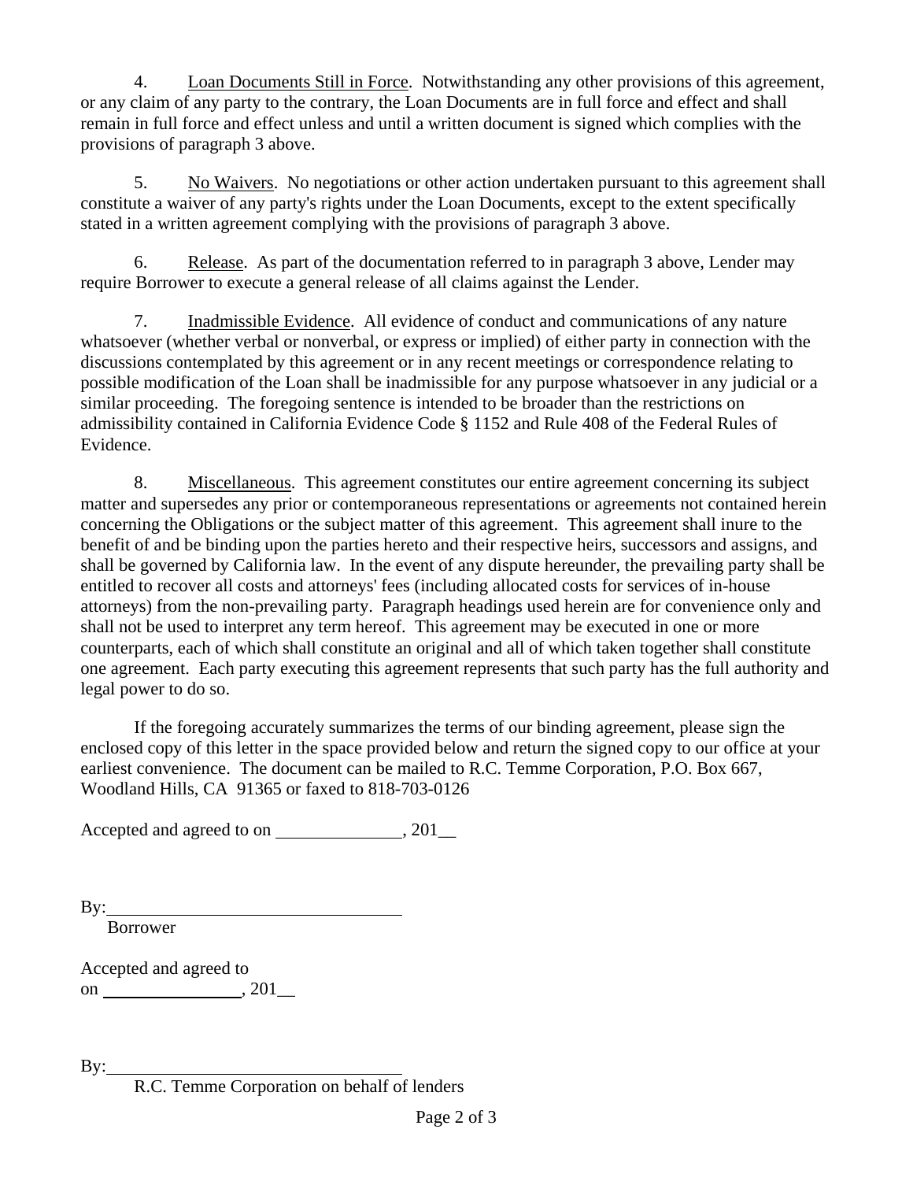4. Loan Documents Still in Force. Notwithstanding any other provisions of this agreement, or any claim of any party to the contrary, the Loan Documents are in full force and effect and shall remain in full force and effect unless and until a written document is signed which complies with the provisions of paragraph 3 above.

5. No Waivers. No negotiations or other action undertaken pursuant to this agreement shall constitute a waiver of any party's rights under the Loan Documents, except to the extent specifically stated in a written agreement complying with the provisions of paragraph 3 above.

6. Release. As part of the documentation referred to in paragraph 3 above, Lender may require Borrower to execute a general release of all claims against the Lender.

7. Inadmissible Evidence. All evidence of conduct and communications of any nature whatsoever (whether verbal or nonverbal, or express or implied) of either party in connection with the discussions contemplated by this agreement or in any recent meetings or correspondence relating to possible modification of the Loan shall be inadmissible for any purpose whatsoever in any judicial or a similar proceeding. The foregoing sentence is intended to be broader than the restrictions on admissibility contained in California Evidence Code § 1152 and Rule 408 of the Federal Rules of Evidence.

8. Miscellaneous. This agreement constitutes our entire agreement concerning its subject matter and supersedes any prior or contemporaneous representations or agreements not contained herein concerning the Obligations or the subject matter of this agreement. This agreement shall inure to the benefit of and be binding upon the parties hereto and their respective heirs, successors and assigns, and shall be governed by California law. In the event of any dispute hereunder, the prevailing party shall be entitled to recover all costs and attorneys' fees (including allocated costs for services of in-house attorneys) from the non-prevailing party. Paragraph headings used herein are for convenience only and shall not be used to interpret any term hereof. This agreement may be executed in one or more counterparts, each of which shall constitute an original and all of which taken together shall constitute one agreement. Each party executing this agreement represents that such party has the full authority and legal power to do so.

If the foregoing accurately summarizes the terms of our binding agreement, please sign the enclosed copy of this letter in the space provided below and return the signed copy to our office at your earliest convenience. The document can be mailed to R.C. Temme Corporation, P.O. Box 667, Woodland Hills, CA 91365 or faxed to 818-703-0126

Accepted and agreed to on ______________, 201__

By:________________________________
Borrower

Accepted and agreed to
on ________________, 201__

By:________________________________
R.C. Temme Corporation on behalf of lenders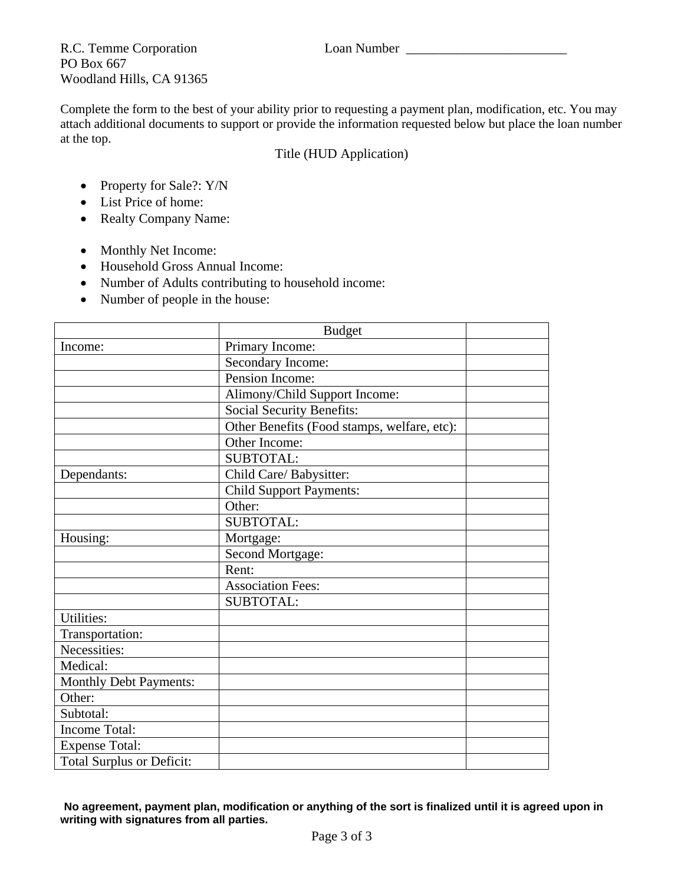R.C. Temme Corporation
PO Box 667
Woodland Hills, CA 91365

Loan Number ________________________

Complete the form to the best of your ability prior to requesting a payment plan, modification, etc. You may attach additional documents to support or provide the information requested below but place the loan number at the top.

Title (HUD Application)

- Property for Sale?: Y/N
- List Price of home:
- Realty Company Name:

- Monthly Net Income:
- Household Gross Annual Income:
- Number of Adults contributing to household income:
- Number of people in the house:

| | Budget | |
|---|---|---|
| Income: | Primary Income: | |
| | Secondary Income: | |
| | Pension Income: | |
| | Alimony/Child Support Income: | |
| | Social Security Benefits: | |
| | Other Benefits (Food stamps, welfare, etc): | |
| | Other Income: | |
| | SUBTOTAL: | |
| Dependants: | Child Care/ Babysitter: | |
| | Child Support Payments: | |
| | Other: | |
| | SUBTOTAL: | |
| Housing: | Mortgage: | |
| | Second Mortgage: | |
| | Rent: | |
| | Association Fees: | |
| | SUBTOTAL: | |
| Utilities: | | |
| Transportation: | | |
| Necessities: | | |
| Medical: | | |
| Monthly Debt Payments: | | |
| Other: | | |
| Subtotal: | | |
| Income Total: | | |
| Expense Total: | | |
| Total Surplus or Deficit: | | |

**No agreement, payment plan, modification or anything of the sort is finalized until it is agreed upon in writing with signatures from all parties.**